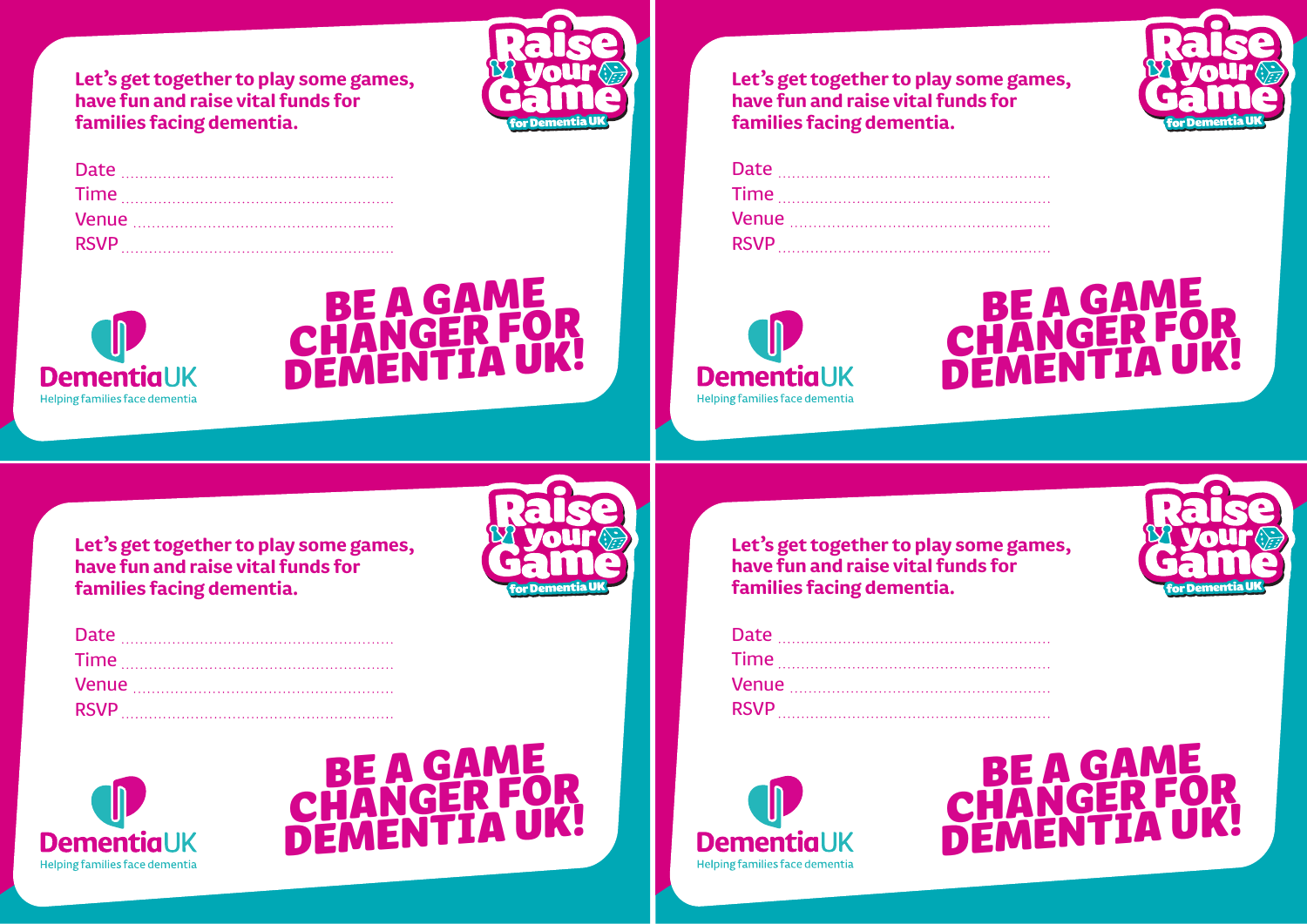# Raise your Game for Dementia UK

**Let's get together to play some games, have fun and raise vital funds for families facing dementia.**

Date ............................................................

Time ............................................................

Venue ..........................................................

RSVP ...........................................................

## BE A GAME CHANGER FOR DEMENTIA UK!

Dementia UK
Helping families face dementia

---

# Raise your Game for Dementia UK

**Let's get together to play some games, have fun and raise vital funds for families facing dementia.**

Date ............................................................

Time ............................................................

Venue ..........................................................

RSVP ...........................................................

## BE A GAME CHANGER FOR DEMENTIA UK!

Dementia UK
Helping families face dementia

---

# Raise your Game for Dementia UK

**Let's get together to play some games, have fun and raise vital funds for families facing dementia.**

Date ............................................................

Time ............................................................

Venue ..........................................................

RSVP ...........................................................

## BE A GAME CHANGER FOR DEMENTIA UK!

Dementia UK
Helping families face dementia

---

# Raise your Game for Dementia UK

**Let's get together to play some games, have fun and raise vital funds for families facing dementia.**

Date ............................................................

Time ............................................................

Venue ..........................................................

RSVP ...........................................................

## BE A GAME CHANGER FOR DEMENTIA UK!

Dementia UK
Helping families face dementia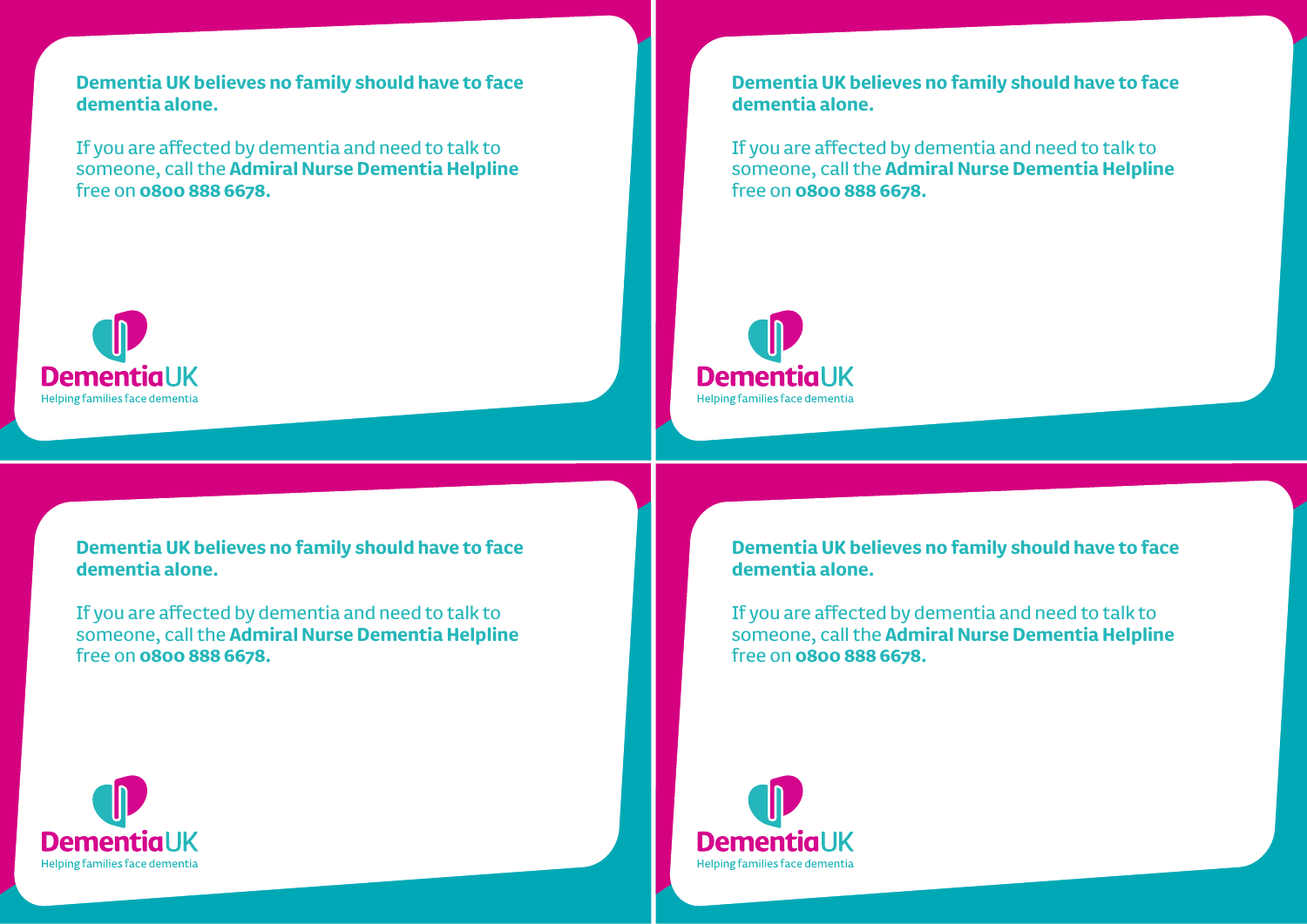**Dementia UK believes no family should have to face dementia alone.**

If you are affected by dementia and need to talk to someone, call the **Admiral Nurse Dementia Helpline** free on **0800 888 6678.**

DementiaUK
Helping families face dementia

**Dementia UK believes no family should have to face dementia alone.**

If you are affected by dementia and need to talk to someone, call the **Admiral Nurse Dementia Helpline** free on **0800 888 6678.**

DementiaUK
Helping families face dementia

**Dementia UK believes no family should have to face dementia alone.**

If you are affected by dementia and need to talk to someone, call the **Admiral Nurse Dementia Helpline** free on **0800 888 6678.**

DementiaUK
Helping families face dementia

**Dementia UK believes no family should have to face dementia alone.**

If you are affected by dementia and need to talk to someone, call the **Admiral Nurse Dementia Helpline** free on **0800 888 6678.**

DementiaUK
Helping families face dementia